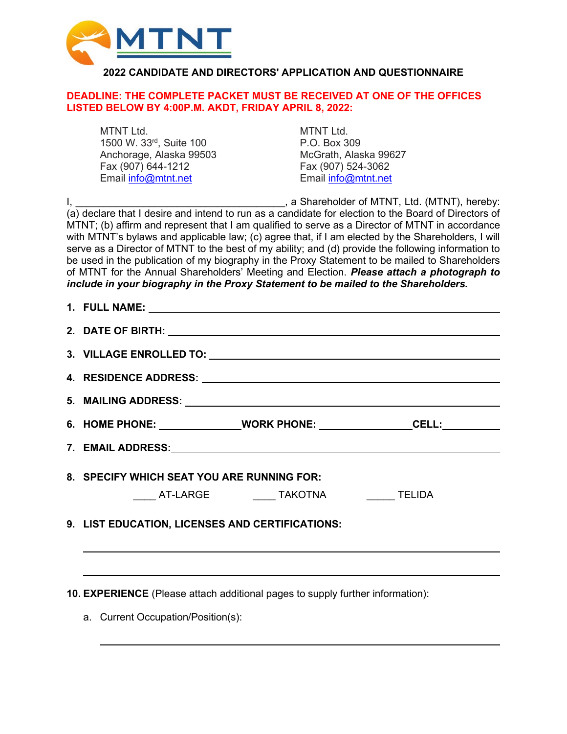MTNT

# 2022 CANDIDATE AND DIRECTORS' APPLICATION AND QUESTIONNAIRE

**DEADLINE: THE COMPLETE PACKET MUST BE RECEIVED AT ONE OF THE OFFICES LISTED BELOW BY 4:00P.M. AKDT, FRIDAY APRIL 8, 2022:**

MTNT Ltd.
1500 W. 33rd, Suite 100
Anchorage, Alaska 99503
Fax (907) 644-1212
Email info@mtnt.net

MTNT Ltd.
P.O. Box 309
McGrath, Alaska 99627
Fax (907) 524-3062
Email info@mtnt.net

I, ____________________________________, a Shareholder of MTNT, Ltd. (MTNT), hereby: (a) declare that I desire and intend to run as a candidate for election to the Board of Directors of MTNT; (b) affirm and represent that I am qualified to serve as a Director of MTNT in accordance with MTNT's bylaws and applicable law; (c) agree that, if I am elected by the Shareholders, I will serve as a Director of MTNT to the best of my ability; and (d) provide the following information to be used in the publication of my biography in the Proxy Statement to be mailed to Shareholders of MTNT for the Annual Shareholders' Meeting and Election. ***Please attach a photograph to include in your biography in the Proxy Statement to be mailed to the Shareholders.***

1. **FULL NAME:** ____________________________________

2. **DATE OF BIRTH:** ____________________________________

3. **VILLAGE ENROLLED TO:** ____________________________________

4. **RESIDENCE ADDRESS:** ____________________________________

5. **MAILING ADDRESS:** ____________________________________

6. **HOME PHONE:** ______________ **WORK PHONE:** ______________ **CELL:** __________

7. **EMAIL ADDRESS:** ____________________________________

8. **SPECIFY WHICH SEAT YOU ARE RUNNING FOR:**

   ____ AT-LARGE ____ TAKOTNA _____ TELIDA

9. **LIST EDUCATION, LICENSES AND CERTIFICATIONS:**

   ____________________________________

   ____________________________________

10. **EXPERIENCE** (Please attach additional pages to supply further information):

    a. Current Occupation/Position(s):

    ____________________________________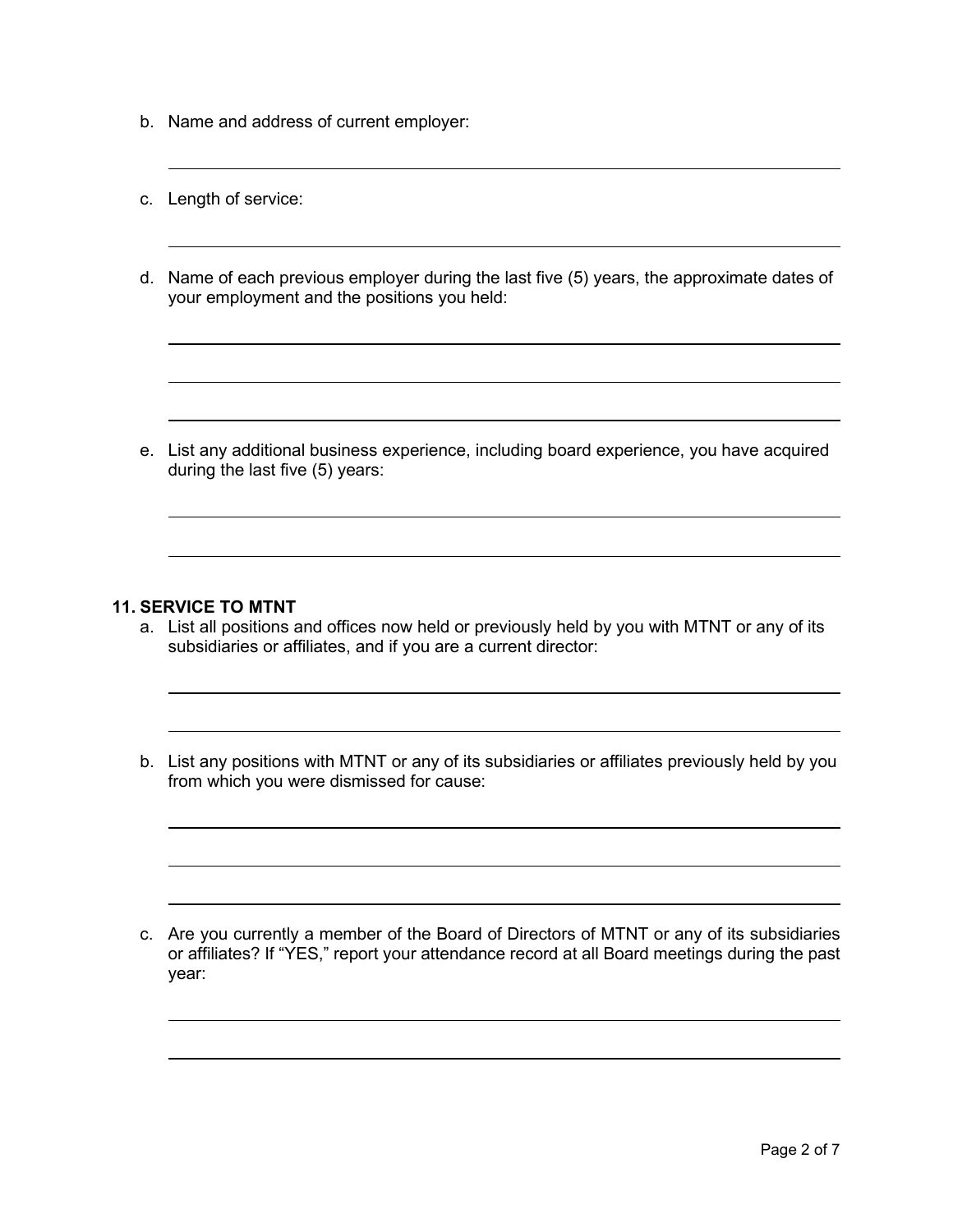b. Name and address of current employer:

c. Length of service:

d. Name of each previous employer during the last five (5) years, the approximate dates of your employment and the positions you held:

e. List any additional business experience, including board experience, you have acquired during the last five (5) years:

## 11. SERVICE TO MTNT

a. List all positions and offices now held or previously held by you with MTNT or any of its subsidiaries or affiliates, and if you are a current director:

b. List any positions with MTNT or any of its subsidiaries or affiliates previously held by you from which you were dismissed for cause:

c. Are you currently a member of the Board of Directors of MTNT or any of its subsidiaries or affiliates? If "YES," report your attendance record at all Board meetings during the past year: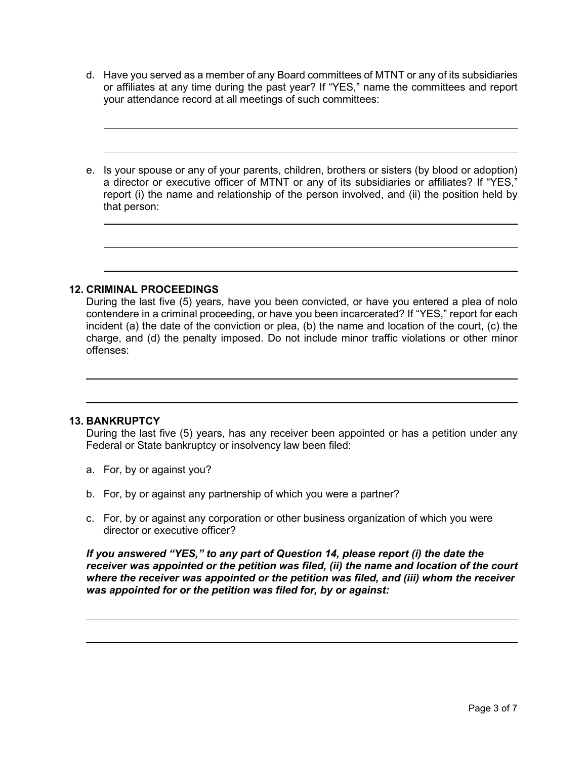d. Have you served as a member of any Board committees of MTNT or any of its subsidiaries or affiliates at any time during the past year? If "YES," name the committees and report your attendance record at all meetings of such committees:

e. Is your spouse or any of your parents, children, brothers or sisters (by blood or adoption) a director or executive officer of MTNT or any of its subsidiaries or affiliates? If "YES," report (i) the name and relationship of the person involved, and (ii) the position held by that person:

**12. CRIMINAL PROCEEDINGS**

During the last five (5) years, have you been convicted, or have you entered a plea of nolo contendere in a criminal proceeding, or have you been incarcerated? If "YES," report for each incident (a) the date of the conviction or plea, (b) the name and location of the court, (c) the charge, and (d) the penalty imposed. Do not include minor traffic violations or other minor offenses:

**13. BANKRUPTCY**

During the last five (5) years, has any receiver been appointed or has a petition under any Federal or State bankruptcy or insolvency law been filed:

a. For, by or against you?

b. For, by or against any partnership of which you were a partner?

c. For, by or against any corporation or other business organization of which you were director or executive officer?

***If you answered "YES," to any part of Question 14, please report (i) the date the receiver was appointed or the petition was filed, (ii) the name and location of the court where the receiver was appointed or the petition was filed, and (iii) whom the receiver was appointed for or the petition was filed for, by or against:***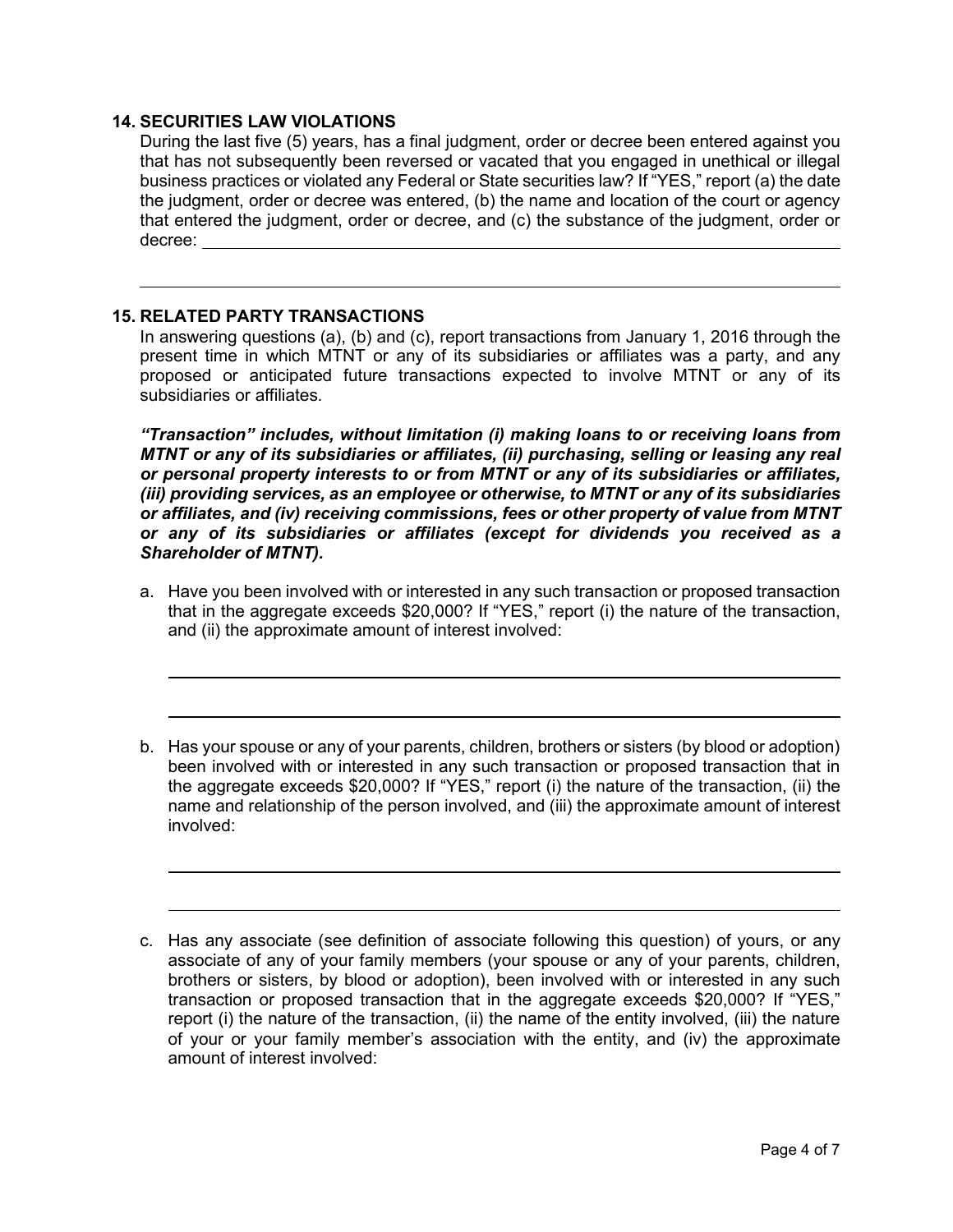## 14. SECURITIES LAW VIOLATIONS

During the last five (5) years, has a final judgment, order or decree been entered against you that has not subsequently been reversed or vacated that you engaged in unethical or illegal business practices or violated any Federal or State securities law? If "YES," report (a) the date the judgment, order or decree was entered, (b) the name and location of the court or agency that entered the judgment, order or decree, and (c) the substance of the judgment, order or decree: ______________________________________________

______________________________________________

## 15. RELATED PARTY TRANSACTIONS

In answering questions (a), (b) and (c), report transactions from January 1, 2016 through the present time in which MTNT or any of its subsidiaries or affiliates was a party, and any proposed or anticipated future transactions expected to involve MTNT or any of its subsidiaries or affiliates.

***"Transaction" includes, without limitation (i) making loans to or receiving loans from MTNT or any of its subsidiaries or affiliates, (ii) purchasing, selling or leasing any real or personal property interests to or from MTNT or any of its subsidiaries or affiliates, (iii) providing services, as an employee or otherwise, to MTNT or any of its subsidiaries or affiliates, and (iv) receiving commissions, fees or other property of value from MTNT or any of its subsidiaries or affiliates (except for dividends you received as a Shareholder of MTNT).***

a. Have you been involved with or interested in any such transaction or proposed transaction that in the aggregate exceeds $20,000? If "YES," report (i) the nature of the transaction, and (ii) the approximate amount of interest involved:

______________________________________________

______________________________________________

b. Has your spouse or any of your parents, children, brothers or sisters (by blood or adoption) been involved with or interested in any such transaction or proposed transaction that in the aggregate exceeds $20,000? If "YES," report (i) the nature of the transaction, (ii) the name and relationship of the person involved, and (iii) the approximate amount of interest involved:

______________________________________________

______________________________________________

c. Has any associate (see definition of associate following this question) of yours, or any associate of any of your family members (your spouse or any of your parents, children, brothers or sisters, by blood or adoption), been involved with or interested in any such transaction or proposed transaction that in the aggregate exceeds $20,000? If "YES," report (i) the nature of the transaction, (ii) the name of the entity involved, (iii) the nature of your or your family member's association with the entity, and (iv) the approximate amount of interest involved: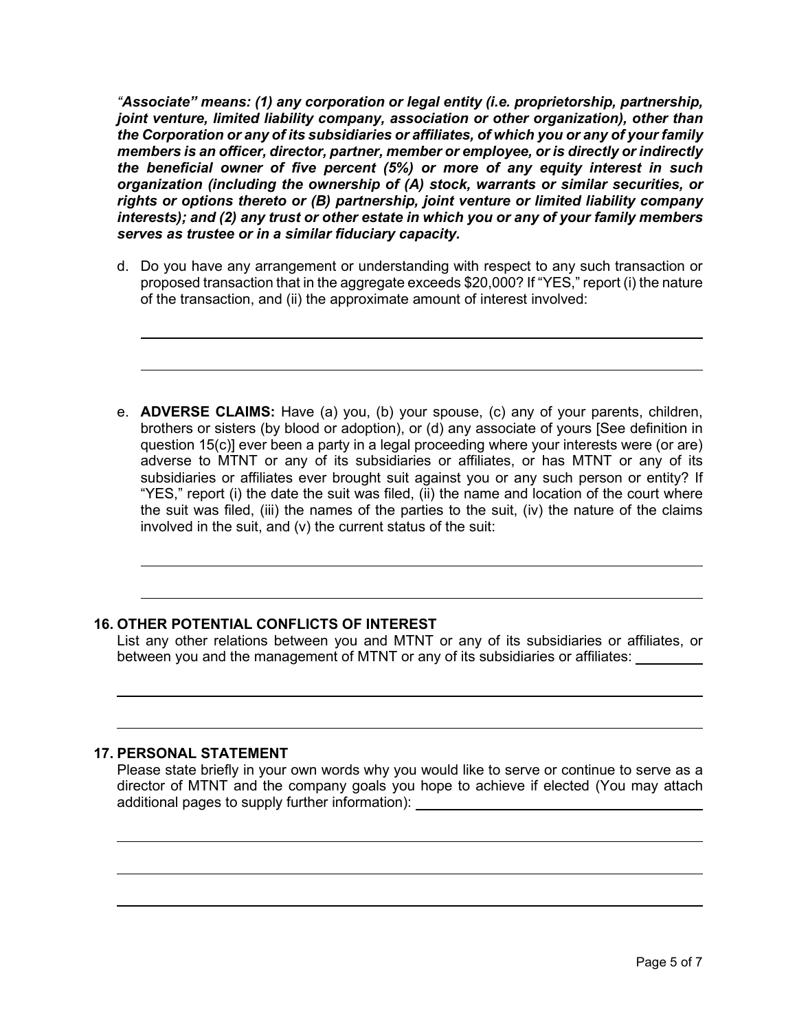***"Associate" means: (1) any corporation or legal entity (i.e. proprietorship, partnership, joint venture, limited liability company, association or other organization), other than the Corporation or any of its subsidiaries or affiliates, of which you or any of your family members is an officer, director, partner, member or employee, or is directly or indirectly the beneficial owner of five percent (5%) or more of any equity interest in such organization (including the ownership of (A) stock, warrants or similar securities, or rights or options thereto or (B) partnership, joint venture or limited liability company interests); and (2) any trust or other estate in which you or any of your family members serves as trustee or in a similar fiduciary capacity.***

d. Do you have any arrangement or understanding with respect to any such transaction or proposed transaction that in the aggregate exceeds $20,000? If "YES," report (i) the nature of the transaction, and (ii) the approximate amount of interest involved:

\_\_\_\_\_\_\_\_\_\_\_\_\_\_\_\_\_\_\_\_\_\_\_\_\_\_\_\_\_\_\_\_\_\_\_\_\_\_\_\_\_\_\_\_\_\_\_\_\_\_\_\_\_\_\_\_\_\_\_\_

\_\_\_\_\_\_\_\_\_\_\_\_\_\_\_\_\_\_\_\_\_\_\_\_\_\_\_\_\_\_\_\_\_\_\_\_\_\_\_\_\_\_\_\_\_\_\_\_\_\_\_\_\_\_\_\_\_\_\_\_

e. **ADVERSE CLAIMS:** Have (a) you, (b) your spouse, (c) any of your parents, children, brothers or sisters (by blood or adoption), or (d) any associate of yours [See definition in question 15(c)] ever been a party in a legal proceeding where your interests were (or are) adverse to MTNT or any of its subsidiaries or affiliates, or has MTNT or any of its subsidiaries or affiliates ever brought suit against you or any such person or entity? If "YES," report (i) the date the suit was filed, (ii) the name and location of the court where the suit was filed, (iii) the names of the parties to the suit, (iv) the nature of the claims involved in the suit, and (v) the current status of the suit:

\_\_\_\_\_\_\_\_\_\_\_\_\_\_\_\_\_\_\_\_\_\_\_\_\_\_\_\_\_\_\_\_\_\_\_\_\_\_\_\_\_\_\_\_\_\_\_\_\_\_\_\_\_\_\_\_\_\_\_\_

\_\_\_\_\_\_\_\_\_\_\_\_\_\_\_\_\_\_\_\_\_\_\_\_\_\_\_\_\_\_\_\_\_\_\_\_\_\_\_\_\_\_\_\_\_\_\_\_\_\_\_\_\_\_\_\_\_\_\_\_

## 16. OTHER POTENTIAL CONFLICTS OF INTEREST

List any other relations between you and MTNT or any of its subsidiaries or affiliates, or between you and the management of MTNT or any of its subsidiaries or affiliates: \_\_\_\_\_\_\_\_\_

\_\_\_\_\_\_\_\_\_\_\_\_\_\_\_\_\_\_\_\_\_\_\_\_\_\_\_\_\_\_\_\_\_\_\_\_\_\_\_\_\_\_\_\_\_\_\_\_\_\_\_\_\_\_\_\_\_\_\_\_

\_\_\_\_\_\_\_\_\_\_\_\_\_\_\_\_\_\_\_\_\_\_\_\_\_\_\_\_\_\_\_\_\_\_\_\_\_\_\_\_\_\_\_\_\_\_\_\_\_\_\_\_\_\_\_\_\_\_\_\_

## 17. PERSONAL STATEMENT

Please state briefly in your own words why you would like to serve or continue to serve as a director of MTNT and the company goals you hope to achieve if elected (You may attach additional pages to supply further information): \_\_\_\_\_\_\_\_\_\_\_\_\_\_\_\_\_\_\_\_\_\_\_\_\_\_\_\_

\_\_\_\_\_\_\_\_\_\_\_\_\_\_\_\_\_\_\_\_\_\_\_\_\_\_\_\_\_\_\_\_\_\_\_\_\_\_\_\_\_\_\_\_\_\_\_\_\_\_\_\_\_\_\_\_\_\_\_\_

\_\_\_\_\_\_\_\_\_\_\_\_\_\_\_\_\_\_\_\_\_\_\_\_\_\_\_\_\_\_\_\_\_\_\_\_\_\_\_\_\_\_\_\_\_\_\_\_\_\_\_\_\_\_\_\_\_\_\_\_

\_\_\_\_\_\_\_\_\_\_\_\_\_\_\_\_\_\_\_\_\_\_\_\_\_\_\_\_\_\_\_\_\_\_\_\_\_\_\_\_\_\_\_\_\_\_\_\_\_\_\_\_\_\_\_\_\_\_\_\_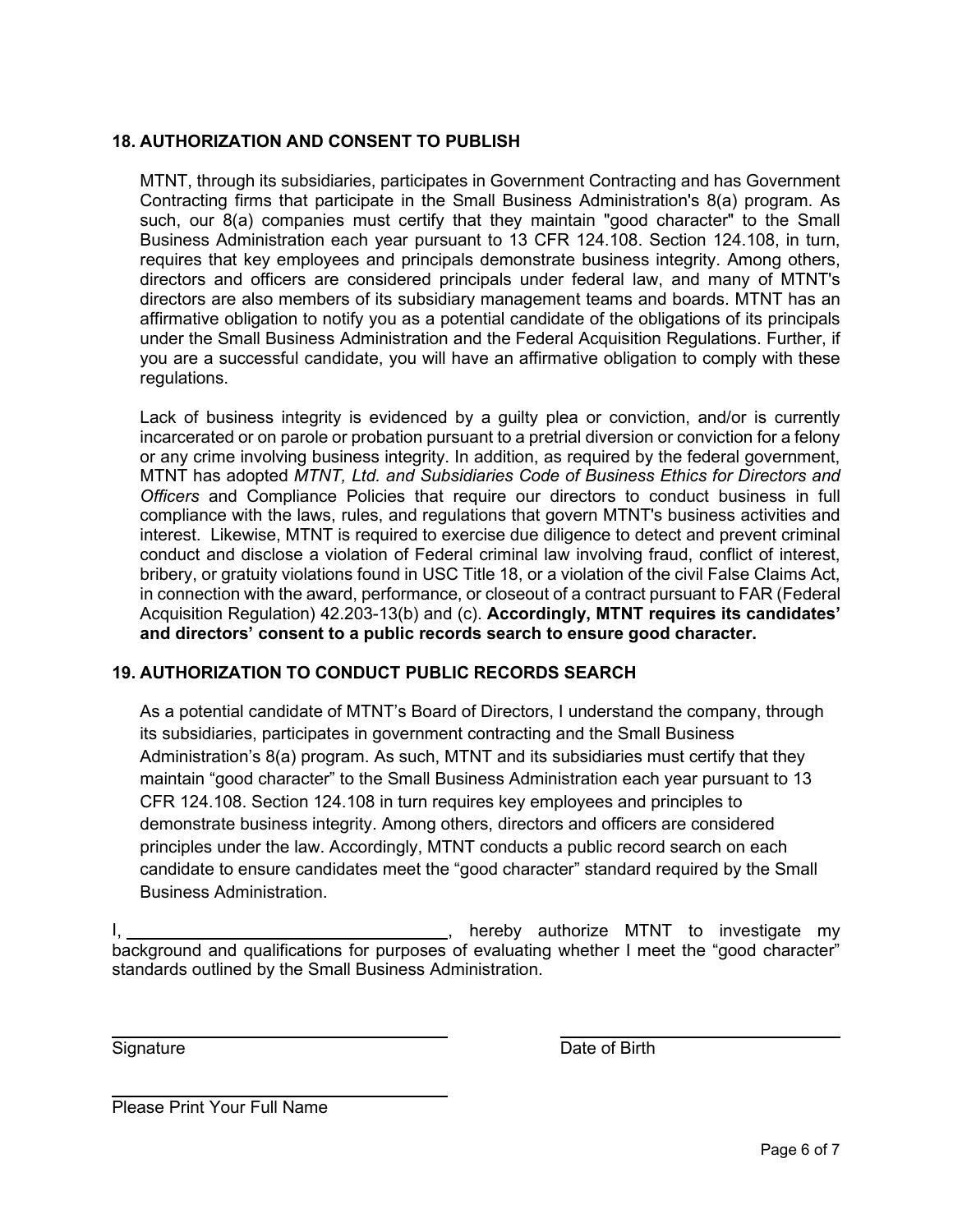## 18. AUTHORIZATION AND CONSENT TO PUBLISH

MTNT, through its subsidiaries, participates in Government Contracting and has Government Contracting firms that participate in the Small Business Administration's 8(a) program. As such, our 8(a) companies must certify that they maintain "good character" to the Small Business Administration each year pursuant to 13 CFR 124.108. Section 124.108, in turn, requires that key employees and principals demonstrate business integrity. Among others, directors and officers are considered principals under federal law, and many of MTNT's directors are also members of its subsidiary management teams and boards. MTNT has an affirmative obligation to notify you as a potential candidate of the obligations of its principals under the Small Business Administration and the Federal Acquisition Regulations. Further, if you are a successful candidate, you will have an affirmative obligation to comply with these regulations.

Lack of business integrity is evidenced by a guilty plea or conviction, and/or is currently incarcerated or on parole or probation pursuant to a pretrial diversion or conviction for a felony or any crime involving business integrity. In addition, as required by the federal government, MTNT has adopted *MTNT, Ltd. and Subsidiaries Code of Business Ethics for Directors and Officers* and Compliance Policies that require our directors to conduct business in full compliance with the laws, rules, and regulations that govern MTNT's business activities and interest. Likewise, MTNT is required to exercise due diligence to detect and prevent criminal conduct and disclose a violation of Federal criminal law involving fraud, conflict of interest, bribery, or gratuity violations found in USC Title 18, or a violation of the civil False Claims Act, in connection with the award, performance, or closeout of a contract pursuant to FAR (Federal Acquisition Regulation) 42.203-13(b) and (c). **Accordingly, MTNT requires its candidates' and directors' consent to a public records search to ensure good character.**

## 19. AUTHORIZATION TO CONDUCT PUBLIC RECORDS SEARCH

As a potential candidate of MTNT's Board of Directors, I understand the company, through its subsidiaries, participates in government contracting and the Small Business Administration's 8(a) program. As such, MTNT and its subsidiaries must certify that they maintain "good character" to the Small Business Administration each year pursuant to 13 CFR 124.108. Section 124.108 in turn requires key employees and principles to demonstrate business integrity. Among others, directors and officers are considered principles under the law. Accordingly, MTNT conducts a public record search on each candidate to ensure candidates meet the "good character" standard required by the Small Business Administration.

I, ______________________________, hereby authorize MTNT to investigate my background and qualifications for purposes of evaluating whether I meet the "good character" standards outlined by the Small Business Administration.

______________________________ Signature

______________________________ Date of Birth

______________________________ Please Print Your Full Name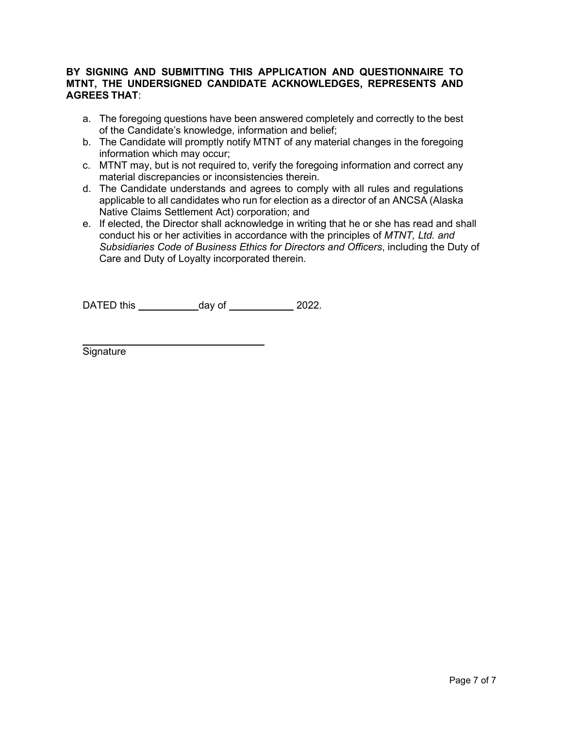**BY SIGNING AND SUBMITTING THIS APPLICATION AND QUESTIONNAIRE TO MTNT, THE UNDERSIGNED CANDIDATE ACKNOWLEDGES, REPRESENTS AND AGREES THAT**:

a. The foregoing questions have been answered completely and correctly to the best of the Candidate's knowledge, information and belief;
b. The Candidate will promptly notify MTNT of any material changes in the foregoing information which may occur;
c. MTNT may, but is not required to, verify the foregoing information and correct any material discrepancies or inconsistencies therein.
d. The Candidate understands and agrees to comply with all rules and regulations applicable to all candidates who run for election as a director of an ANCSA (Alaska Native Claims Settlement Act) corporation; and
e. If elected, the Director shall acknowledge in writing that he or she has read and shall conduct his or her activities in accordance with the principles of *MTNT, Ltd. and Subsidiaries Code of Business Ethics for Directors and Officers*, including the Duty of Care and Duty of Loyalty incorporated therein.

DATED this ___________ day of ____________ 2022.

_________________________________
Signature